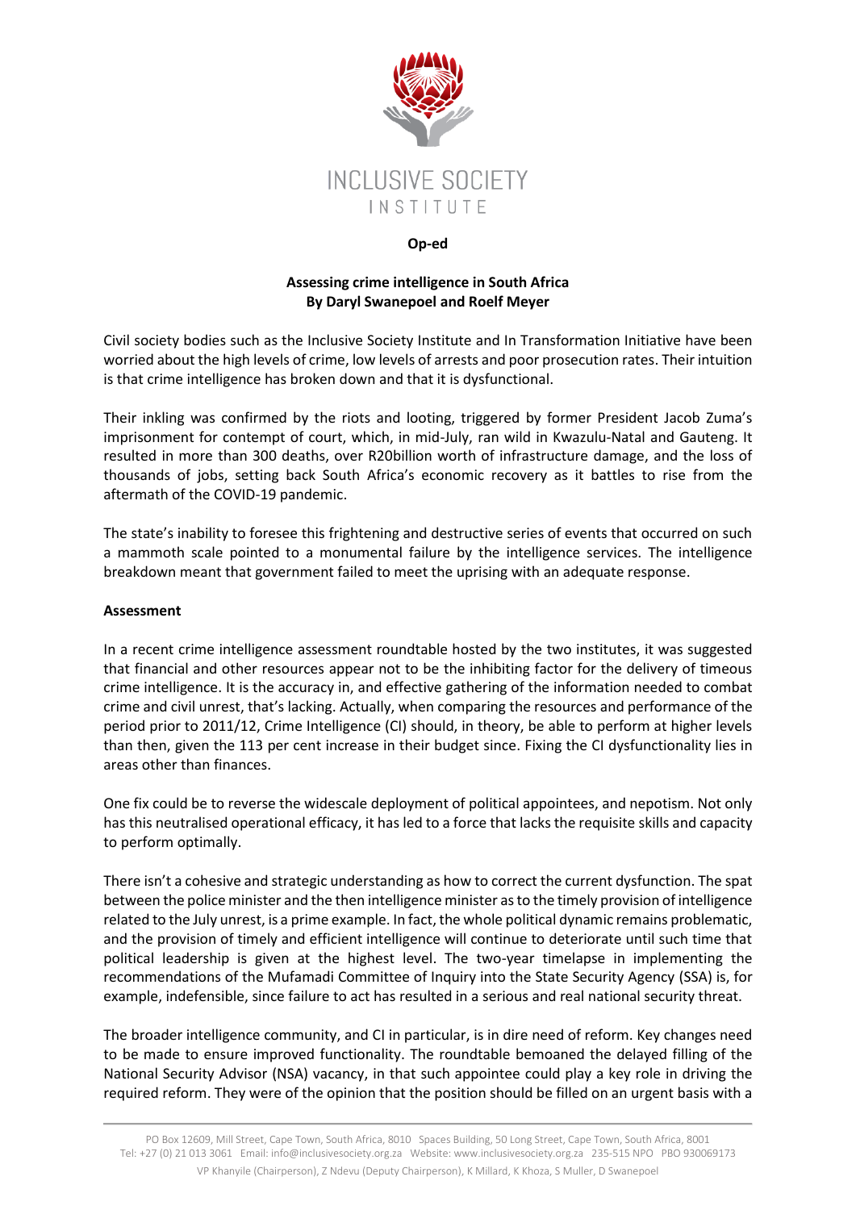INCLUSIVE SOCIETY INSTITUTE

**Op-ed**

**Assessing crime intelligence in South Africa**
**By Daryl Swanepoel and Roelf Meyer**

Civil society bodies such as the Inclusive Society Institute and In Transformation Initiative have been worried about the high levels of crime, low levels of arrests and poor prosecution rates. Their intuition is that crime intelligence has broken down and that it is dysfunctional.

Their inkling was confirmed by the riots and looting, triggered by former President Jacob Zuma's imprisonment for contempt of court, which, in mid-July, ran wild in Kwazulu-Natal and Gauteng. It resulted in more than 300 deaths, over R20billion worth of infrastructure damage, and the loss of thousands of jobs, setting back South Africa's economic recovery as it battles to rise from the aftermath of the COVID-19 pandemic.

The state's inability to foresee this frightening and destructive series of events that occurred on such a mammoth scale pointed to a monumental failure by the intelligence services. The intelligence breakdown meant that government failed to meet the uprising with an adequate response.

**Assessment**

In a recent crime intelligence assessment roundtable hosted by the two institutes, it was suggested that financial and other resources appear not to be the inhibiting factor for the delivery of timeous crime intelligence. It is the accuracy in, and effective gathering of the information needed to combat crime and civil unrest, that's lacking. Actually, when comparing the resources and performance of the period prior to 2011/12, Crime Intelligence (CI) should, in theory, be able to perform at higher levels than then, given the 113 per cent increase in their budget since. Fixing the CI dysfunctionality lies in areas other than finances.

One fix could be to reverse the widescale deployment of political appointees, and nepotism. Not only has this neutralised operational efficacy, it has led to a force that lacks the requisite skills and capacity to perform optimally.

There isn't a cohesive and strategic understanding as how to correct the current dysfunction. The spat between the police minister and the then intelligence minister as to the timely provision of intelligence related to the July unrest, is a prime example. In fact, the whole political dynamic remains problematic, and the provision of timely and efficient intelligence will continue to deteriorate until such time that political leadership is given at the highest level. The two-year timelapse in implementing the recommendations of the Mufamadi Committee of Inquiry into the State Security Agency (SSA) is, for example, indefensible, since failure to act has resulted in a serious and real national security threat.

The broader intelligence community, and CI in particular, is in dire need of reform. Key changes need to be made to ensure improved functionality. The roundtable bemoaned the delayed filling of the National Security Advisor (NSA) vacancy, in that such appointee could play a key role in driving the required reform. They were of the opinion that the position should be filled on an urgent basis with a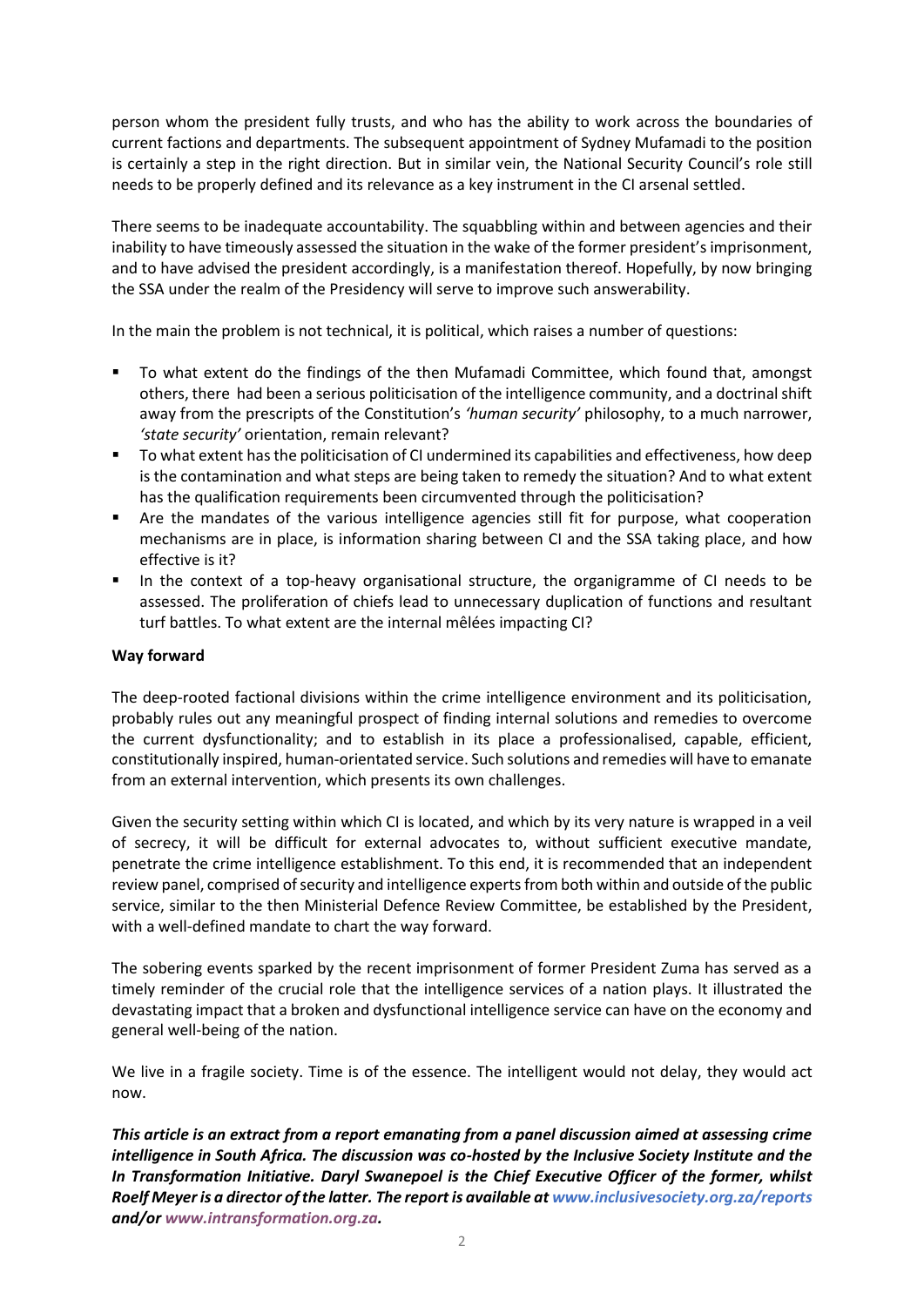person whom the president fully trusts, and who has the ability to work across the boundaries of current factions and departments. The subsequent appointment of Sydney Mufamadi to the position is certainly a step in the right direction. But in similar vein, the National Security Council's role still needs to be properly defined and its relevance as a key instrument in the CI arsenal settled.

There seems to be inadequate accountability. The squabbling within and between agencies and their inability to have timeously assessed the situation in the wake of the former president's imprisonment, and to have advised the president accordingly, is a manifestation thereof. Hopefully, by now bringing the SSA under the realm of the Presidency will serve to improve such answerability.

In the main the problem is not technical, it is political, which raises a number of questions:

- To what extent do the findings of the then Mufamadi Committee, which found that, amongst others, there had been a serious politicisation of the intelligence community, and a doctrinal shift away from the prescripts of the Constitution's *'human security'* philosophy, to a much narrower, *'state security'* orientation, remain relevant?
- To what extent has the politicisation of CI undermined its capabilities and effectiveness, how deep is the contamination and what steps are being taken to remedy the situation? And to what extent has the qualification requirements been circumvented through the politicisation?
- Are the mandates of the various intelligence agencies still fit for purpose, what cooperation mechanisms are in place, is information sharing between CI and the SSA taking place, and how effective is it?
- In the context of a top-heavy organisational structure, the organigramme of CI needs to be assessed. The proliferation of chiefs lead to unnecessary duplication of functions and resultant turf battles. To what extent are the internal mêlées impacting CI?

**Way forward**

The deep-rooted factional divisions within the crime intelligence environment and its politicisation, probably rules out any meaningful prospect of finding internal solutions and remedies to overcome the current dysfunctionality; and to establish in its place a professionalised, capable, efficient, constitutionally inspired, human-orientated service. Such solutions and remedies will have to emanate from an external intervention, which presents its own challenges.

Given the security setting within which CI is located, and which by its very nature is wrapped in a veil of secrecy, it will be difficult for external advocates to, without sufficient executive mandate, penetrate the crime intelligence establishment. To this end, it is recommended that an independent review panel, comprised of security and intelligence experts from both within and outside of the public service, similar to the then Ministerial Defence Review Committee, be established by the President, with a well-defined mandate to chart the way forward.

The sobering events sparked by the recent imprisonment of former President Zuma has served as a timely reminder of the crucial role that the intelligence services of a nation plays. It illustrated the devastating impact that a broken and dysfunctional intelligence service can have on the economy and general well-being of the nation.

We live in a fragile society. Time is of the essence. The intelligent would not delay, they would act now.

***This article is an extract from a report emanating from a panel discussion aimed at assessing crime intelligence in South Africa. The discussion was co-hosted by the Inclusive Society Institute and the In Transformation Initiative. Daryl Swanepoel is the Chief Executive Officer of the former, whilst Roelf Meyer is a director of the latter. The report is available at www.inclusivesociety.org.za/reports and/or www.intransformation.org.za.***